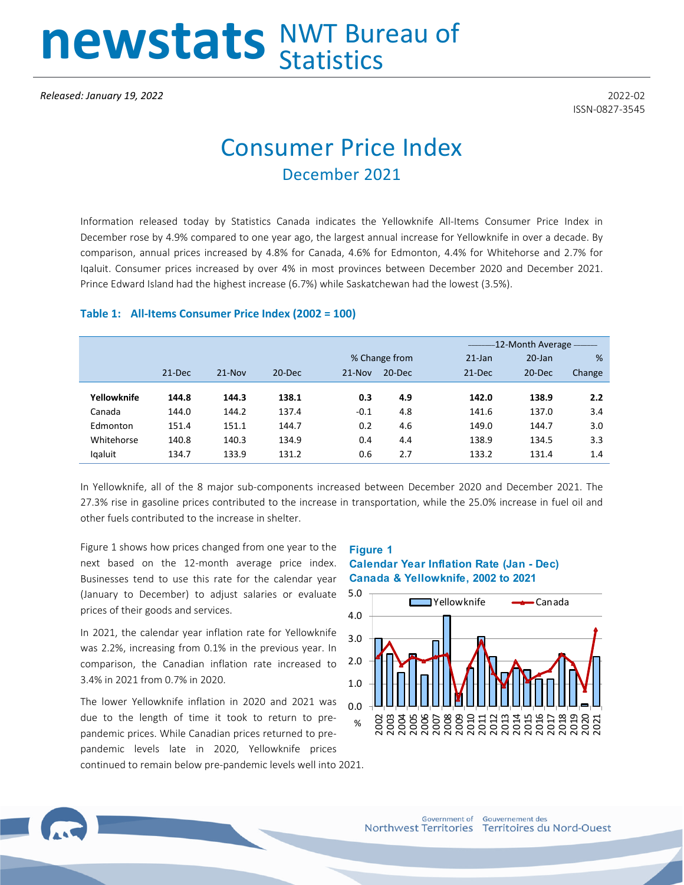newstats NWT Bureau of Statistics

*Released: January 19, 2022*

2022-02
ISSN-0827-3545

# Consumer Price Index

## December 2021

Information released today by Statistics Canada indicates the Yellowknife All-Items Consumer Price Index in December rose by 4.9% compared to one year ago, the largest annual increase for Yellowknife in over a decade. By comparison, annual prices increased by 4.8% for Canada, 4.6% for Edmonton, 4.4% for Whitehorse and 2.7% for Iqaluit. Consumer prices increased by over 4% in most provinces between December 2020 and December 2021. Prince Edward Island had the highest increase (6.7%) while Saskatchewan had the lowest (3.5%).

### Table 1: All-Items Consumer Price Index (2002 = 100)

| | | | | % Change from | | 12-Month Average | | |
|---|---|---|---|---|---|---|---|---|
| | 21-Dec | 21-Nov | 20-Dec | 21-Nov | 20-Dec | 21-Jan 21-Dec | 20-Jan 20-Dec | % Change |
| **Yellowknife** | **144.8** | **144.3** | **138.1** | **0.3** | **4.9** | **142.0** | **138.9** | **2.2** |
| Canada | 144.0 | 144.2 | 137.4 | -0.1 | 4.8 | 141.6 | 137.0 | 3.4 |
| Edmonton | 151.4 | 151.1 | 144.7 | 0.2 | 4.6 | 149.0 | 144.7 | 3.0 |
| Whitehorse | 140.8 | 140.3 | 134.9 | 0.4 | 4.4 | 138.9 | 134.5 | 3.3 |
| Iqaluit | 134.7 | 133.9 | 131.2 | 0.6 | 2.7 | 133.2 | 131.4 | 1.4 |

In Yellowknife, all of the 8 major sub-components increased between December 2020 and December 2021. The 27.3% rise in gasoline prices contributed to the increase in transportation, while the 25.0% increase in fuel oil and other fuels contributed to the increase in shelter.

Figure 1 shows how prices changed from one year to the next based on the 12-month average price index. Businesses tend to use this rate for the calendar year (January to December) to adjust salaries or evaluate prices of their goods and services.

In 2021, the calendar year inflation rate for Yellowknife was 2.2%, increasing from 0.1% in the previous year. In comparison, the Canadian inflation rate increased to 3.4% in 2021 from 0.7% in 2020.

The lower Yellowknife inflation in 2020 and 2021 was due to the length of time it took to return to pre-pandemic prices. While Canadian prices returned to pre-pandemic levels late in 2020, Yellowknife prices continued to remain below pre-pandemic levels well into 2021.

**Figure 1**
**Calendar Year Inflation Rate (Jan - Dec)**
**Canada & Yellowknife, 2002 to 2021**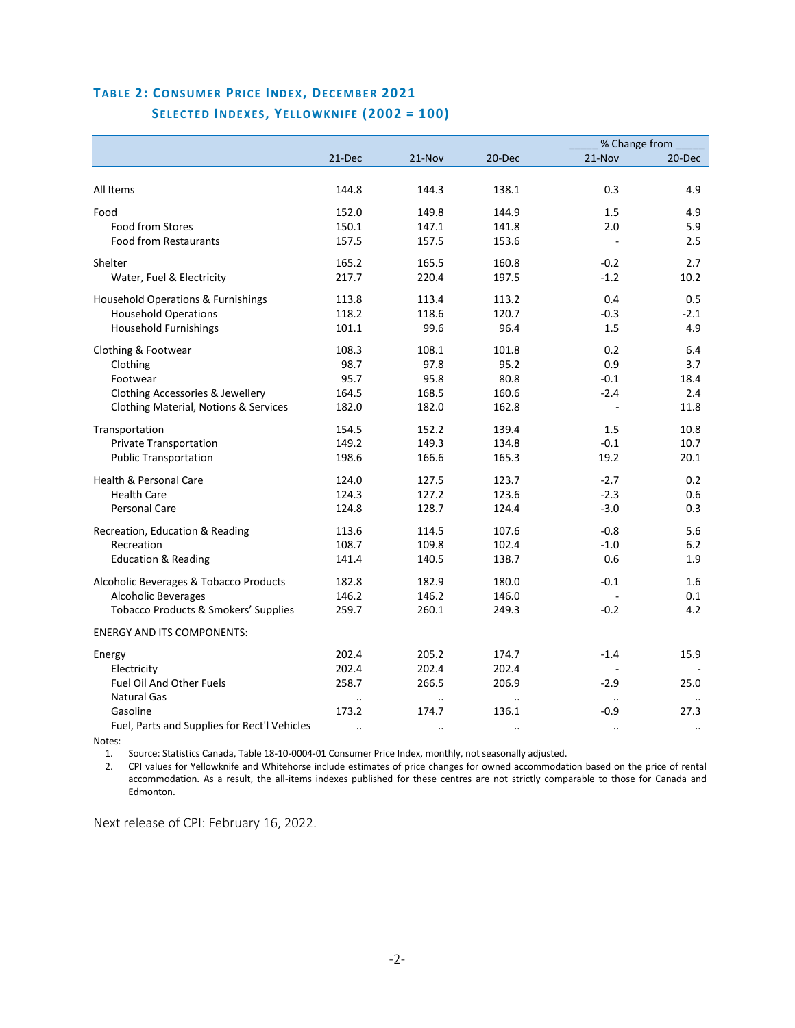## TABLE 2: CONSUMER PRICE INDEX, DECEMBER 2021
### SELECTED INDEXES, YELLOWKNIFE (2002 = 100)

| | 21-Dec | 21-Nov | 20-Dec | % Change from 21-Nov | % Change from 20-Dec |
|---|---|---|---|---|---|
| All Items | 144.8 | 144.3 | 138.1 | 0.3 | 4.9 |
| Food | 152.0 | 149.8 | 144.9 | 1.5 | 4.9 |
| Food from Stores | 150.1 | 147.1 | 141.8 | 2.0 | 5.9 |
| Food from Restaurants | 157.5 | 157.5 | 153.6 | - | 2.5 |
| Shelter | 165.2 | 165.5 | 160.8 | -0.2 | 2.7 |
| Water, Fuel & Electricity | 217.7 | 220.4 | 197.5 | -1.2 | 10.2 |
| Household Operations & Furnishings | 113.8 | 113.4 | 113.2 | 0.4 | 0.5 |
| Household Operations | 118.2 | 118.6 | 120.7 | -0.3 | -2.1 |
| Household Furnishings | 101.1 | 99.6 | 96.4 | 1.5 | 4.9 |
| Clothing & Footwear | 108.3 | 108.1 | 101.8 | 0.2 | 6.4 |
| Clothing | 98.7 | 97.8 | 95.2 | 0.9 | 3.7 |
| Footwear | 95.7 | 95.8 | 80.8 | -0.1 | 18.4 |
| Clothing Accessories & Jewellery | 164.5 | 168.5 | 160.6 | -2.4 | 2.4 |
| Clothing Material, Notions & Services | 182.0 | 182.0 | 162.8 | - | 11.8 |
| Transportation | 154.5 | 152.2 | 139.4 | 1.5 | 10.8 |
| Private Transportation | 149.2 | 149.3 | 134.8 | -0.1 | 10.7 |
| Public Transportation | 198.6 | 166.6 | 165.3 | 19.2 | 20.1 |
| Health & Personal Care | 124.0 | 127.5 | 123.7 | -2.7 | 0.2 |
| Health Care | 124.3 | 127.2 | 123.6 | -2.3 | 0.6 |
| Personal Care | 124.8 | 128.7 | 124.4 | -3.0 | 0.3 |
| Recreation, Education & Reading | 113.6 | 114.5 | 107.6 | -0.8 | 5.6 |
| Recreation | 108.7 | 109.8 | 102.4 | -1.0 | 6.2 |
| Education & Reading | 141.4 | 140.5 | 138.7 | 0.6 | 1.9 |
| Alcoholic Beverages & Tobacco Products | 182.8 | 182.9 | 180.0 | -0.1 | 1.6 |
| Alcoholic Beverages | 146.2 | 146.2 | 146.0 | - | 0.1 |
| Tobacco Products & Smokers' Supplies | 259.7 | 260.1 | 249.3 | -0.2 | 4.2 |
| ENERGY AND ITS COMPONENTS: | | | | | |
| Energy | 202.4 | 205.2 | 174.7 | -1.4 | 15.9 |
| Electricity | 202.4 | 202.4 | 202.4 | - | - |
| Fuel Oil And Other Fuels | 258.7 | 266.5 | 206.9 | -2.9 | 25.0 |
| Natural Gas | .. | .. | .. | .. | .. |
| Gasoline | 173.2 | 174.7 | 136.1 | -0.9 | 27.3 |
| Fuel, Parts and Supplies for Rect'l Vehicles | .. | .. | .. | .. | .. |

Notes:

1. Source: Statistics Canada, Table 18-10-0004-01 Consumer Price Index, monthly, not seasonally adjusted.
2. CPI values for Yellowknife and Whitehorse include estimates of price changes for owned accommodation based on the price of rental accommodation. As a result, the all-items indexes published for these centres are not strictly comparable to those for Canada and Edmonton.

Next release of CPI: February 16, 2022.